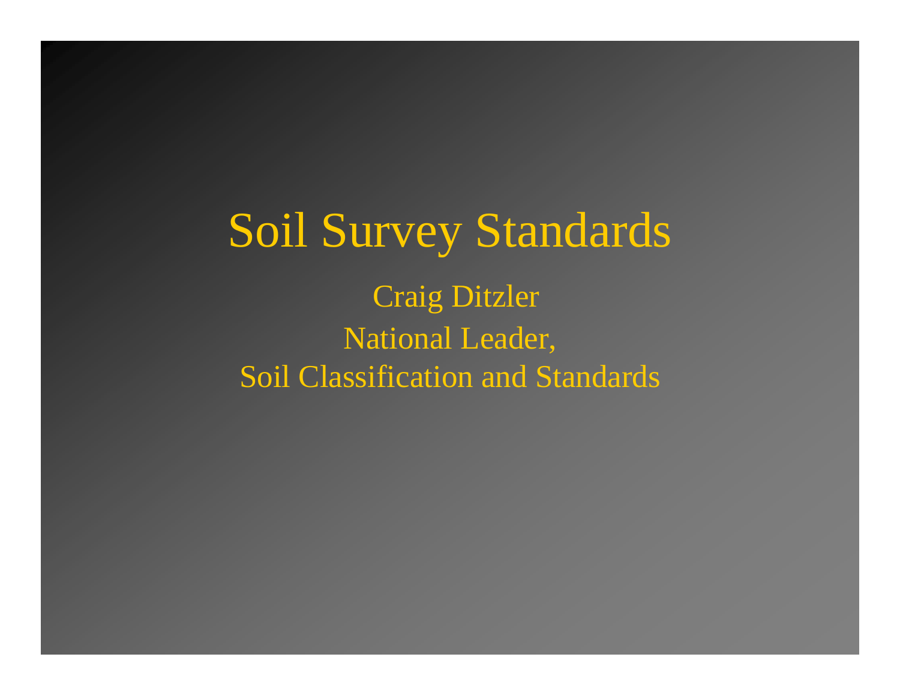# Soil Survey Standards

Craig Ditzler

National Leader,

Soil Classification and Standards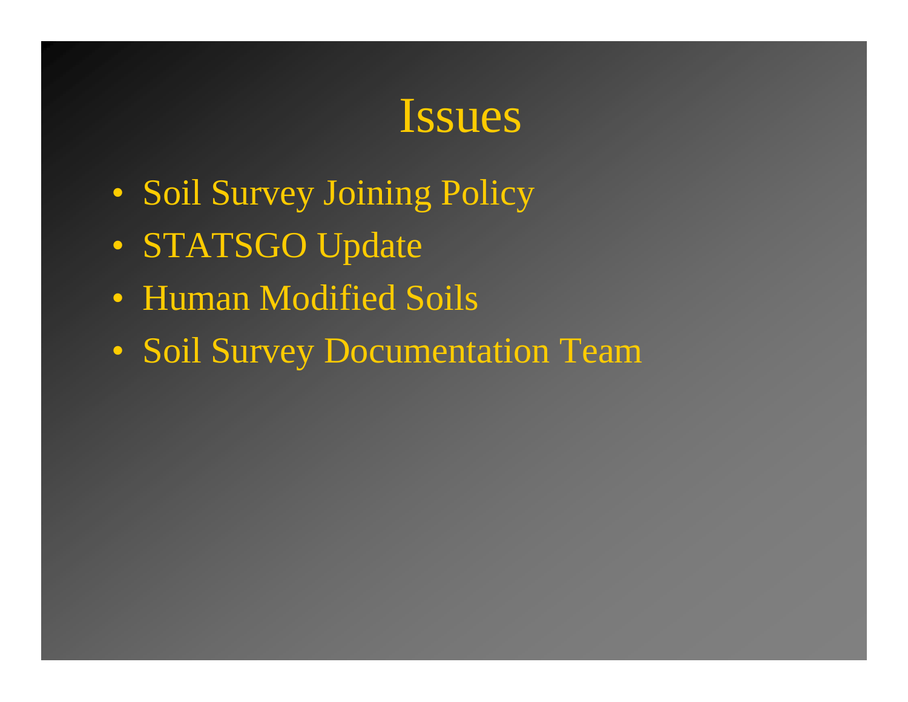# Issues

- Soil Survey Joining Policy
- STATSGO Update
- Human Modified Soils
- Soil Survey Documentation Team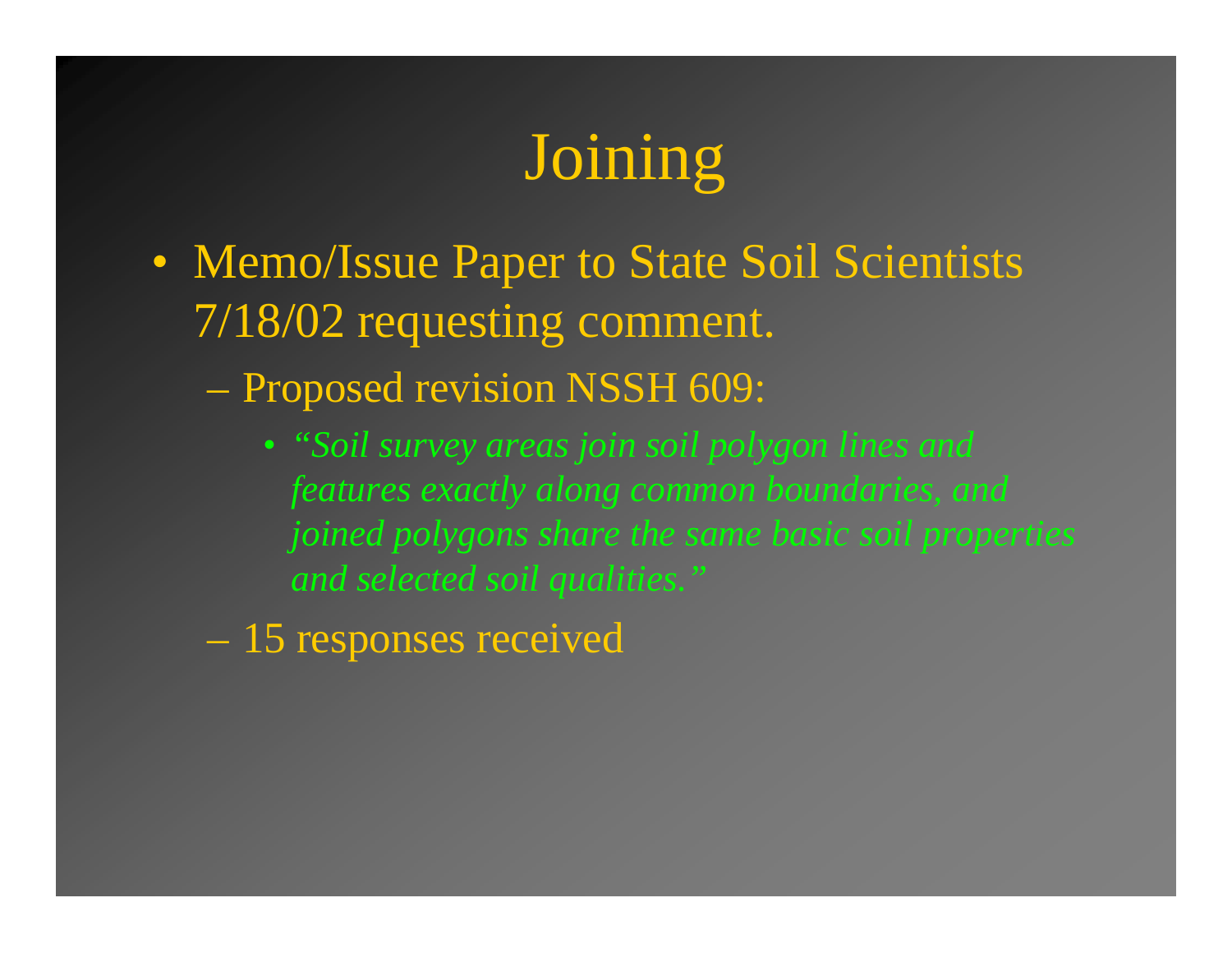# Joining

- Memo/Issue Paper to State Soil Scientists 7/18/02 requesting comment.
  - Proposed revision NSSH 609:
    - *"Soil survey areas join soil polygon lines and features exactly along common boundaries, and joined polygons share the same basic soil properties and selected soil qualities."*
  - 15 responses received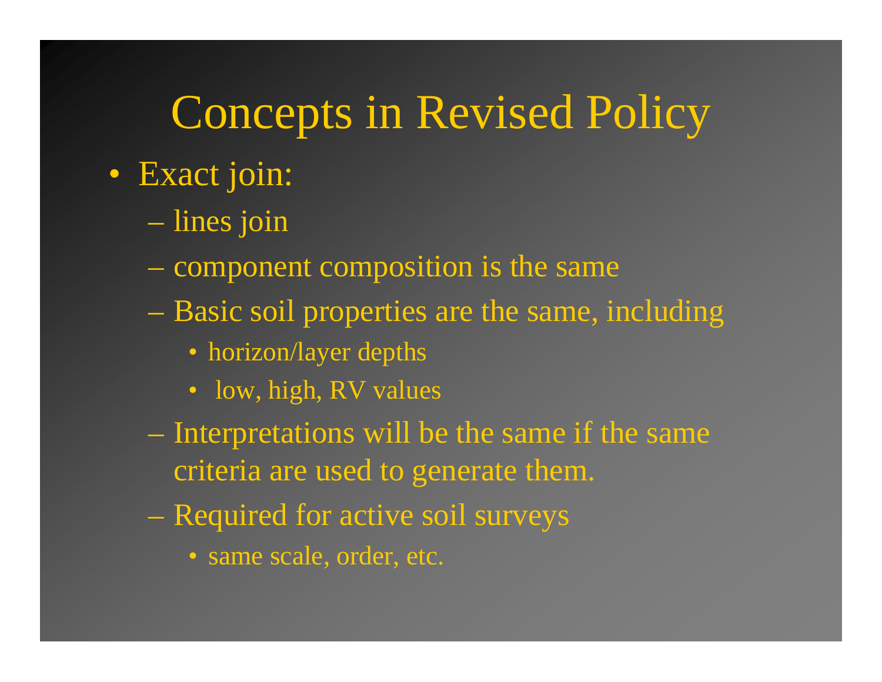# Concepts in Revised Policy

- Exact join:
  - lines join
  - component composition is the same
  - Basic soil properties are the same, including
    - horizon/layer depths
    - low, high, RV values
  - Interpretations will be the same if the same criteria are used to generate them.
  - Required for active soil surveys
    - same scale, order, etc.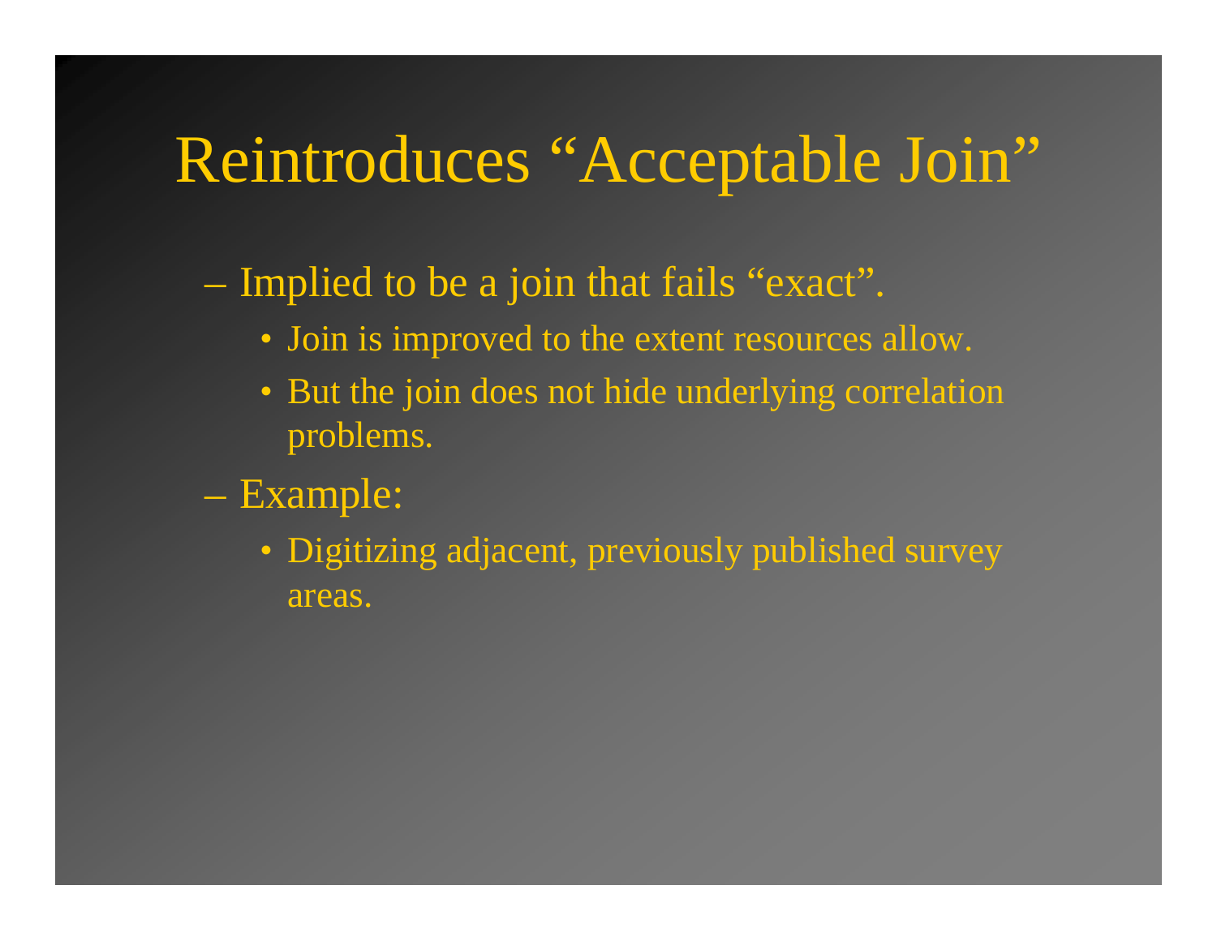# Reintroduces "Acceptable Join"

- Implied to be a join that fails "exact".
  - Join is improved to the extent resources allow.
  - But the join does not hide underlying correlation problems.
- Example:
  - Digitizing adjacent, previously published survey areas.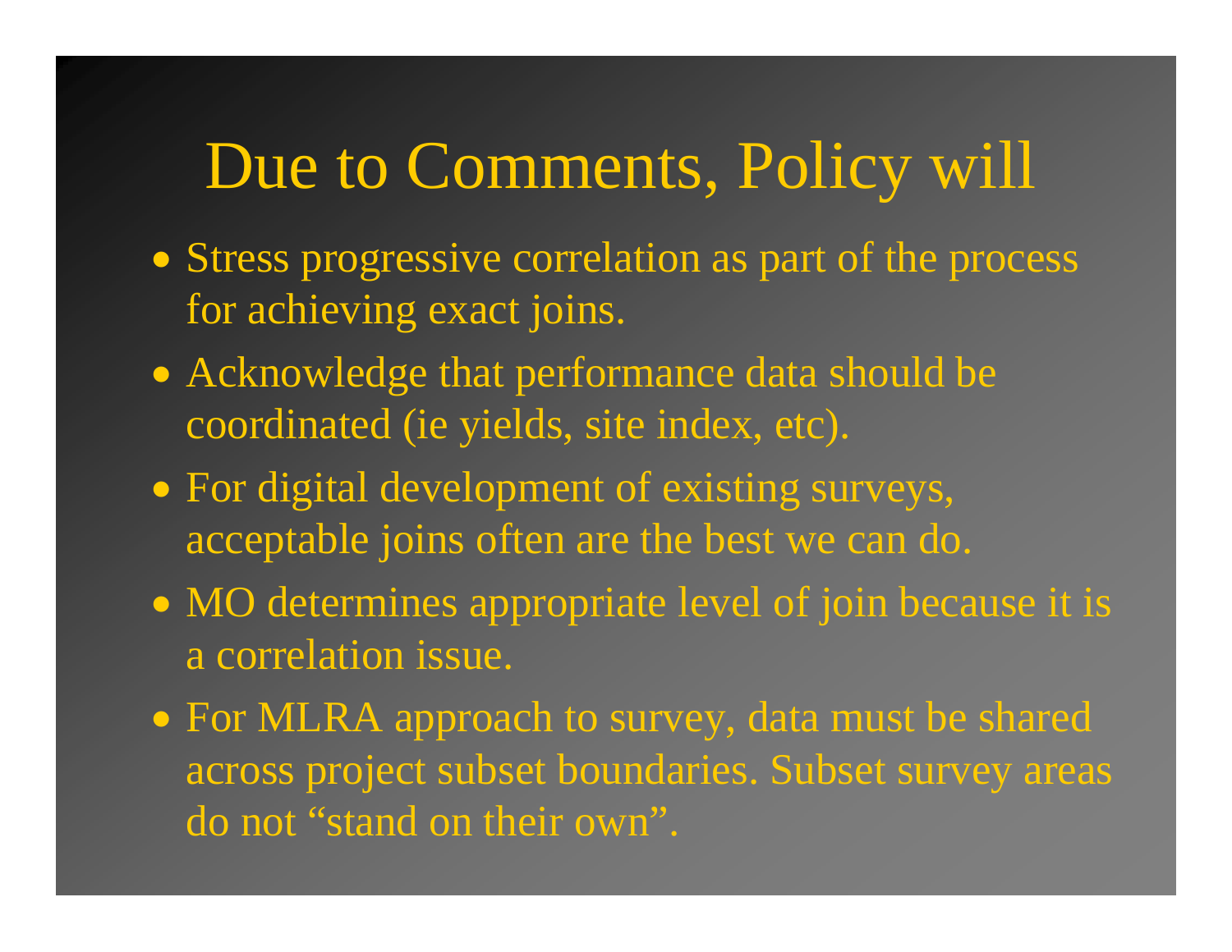# Due to Comments, Policy will

- Stress progressive correlation as part of the process for achieving exact joins.
- Acknowledge that performance data should be coordinated (ie yields, site index, etc).
- For digital development of existing surveys, acceptable joins often are the best we can do.
- MO determines appropriate level of join because it is a correlation issue.
- For MLRA approach to survey, data must be shared across project subset boundaries. Subset survey areas do not "stand on their own".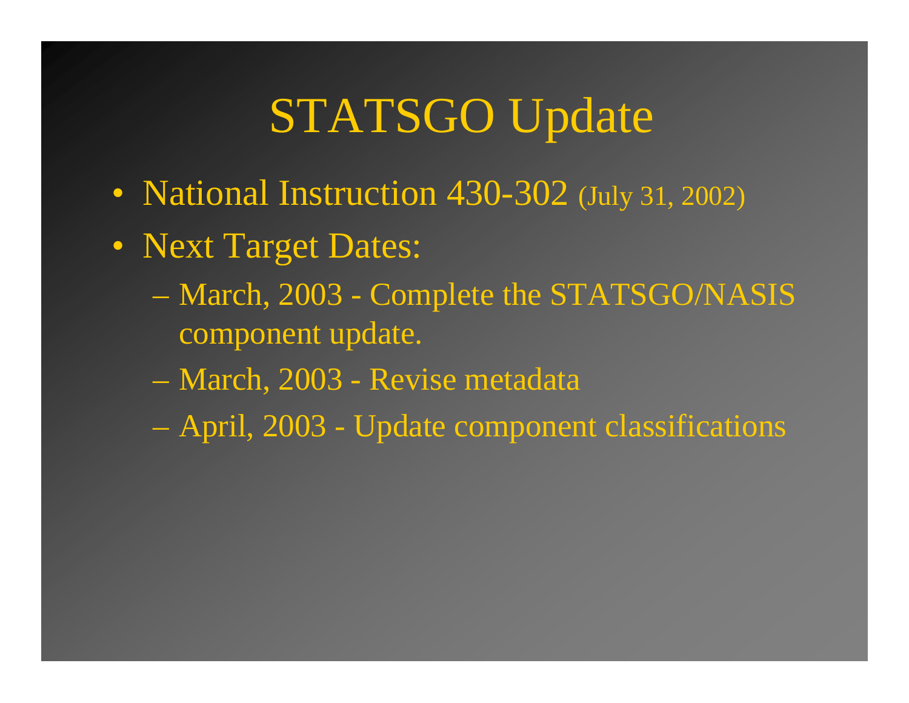# STATSGO Update

- National Instruction 430-302 (July 31, 2002)
- Next Target Dates:
  - March, 2003 - Complete the STATSGO/NASIS component update.
  - March, 2003 - Revise metadata
  - April, 2003 - Update component classifications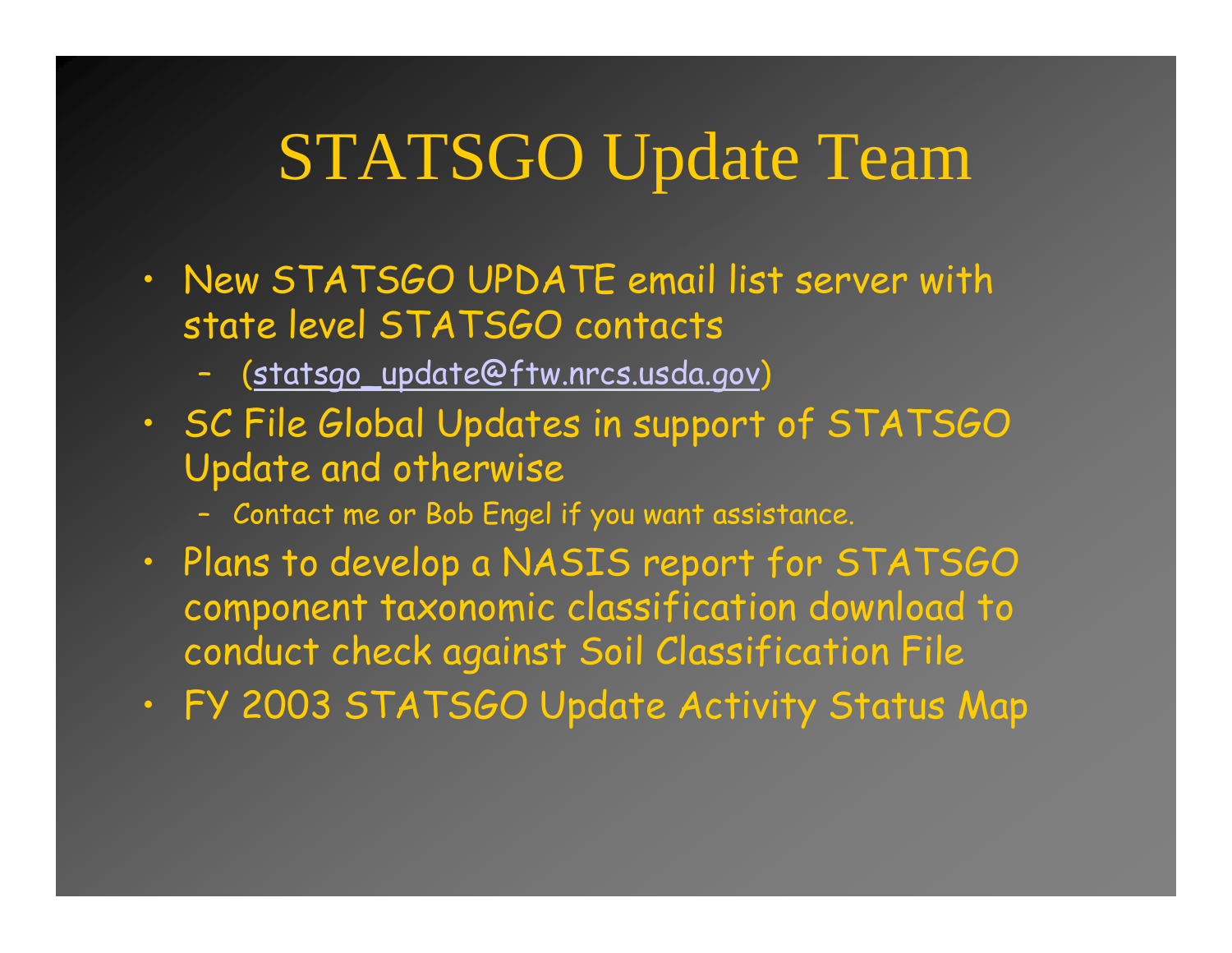# STATSGO Update Team

- New STATSGO UPDATE email list server with state level STATSGO contacts
  - (statsgo_update@ftw.nrcs.usda.gov)
- SC File Global Updates in support of STATSGO Update and otherwise
  - Contact me or Bob Engel if you want assistance.
- Plans to develop a NASIS report for STATSGO component taxonomic classification download to conduct check against Soil Classification File
- FY 2003 STATSGO Update Activity Status Map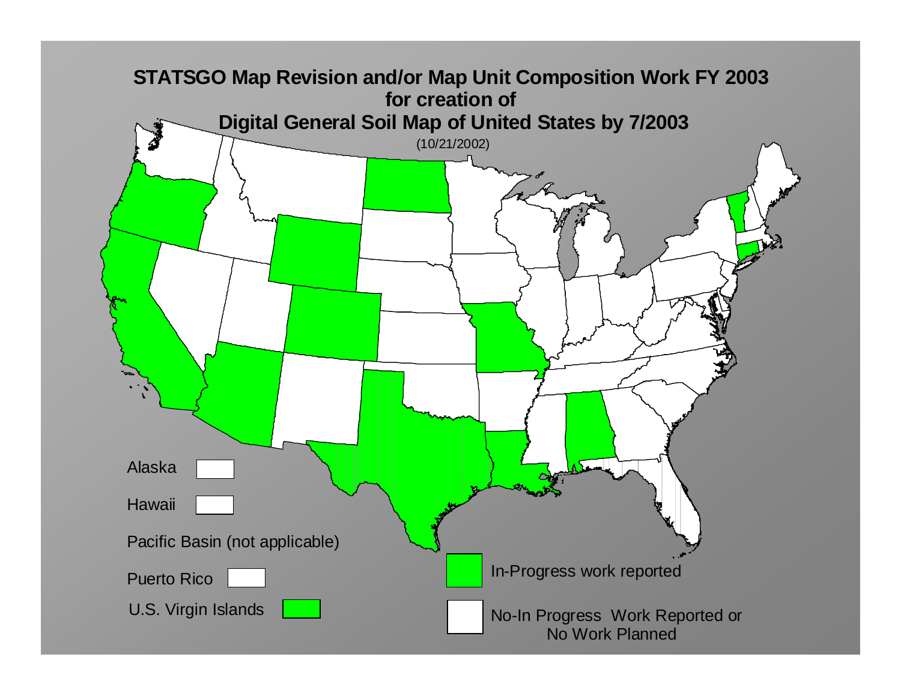# STATSGO Map Revision and/or Map Unit Composition Work FY 2003 for creation of Digital General Soil Map of United States by 7/2003

(10/21/2002)

Alaska

Hawaii

Pacific Basin (not applicable)

Puerto Rico

U.S. Virgin Islands

In-Progress work reported

No-In Progress Work Reported or No Work Planned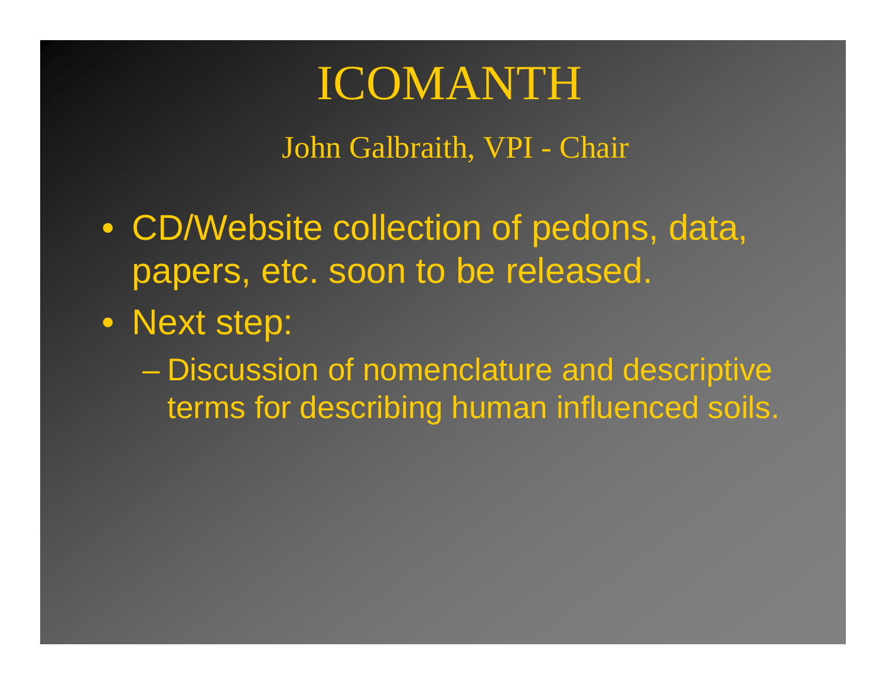# ICOMANTH

John Galbraith, VPI - Chair

- CD/Website collection of pedons, data, papers, etc. soon to be released.
- Next step:
  - Discussion of nomenclature and descriptive terms for describing human influenced soils.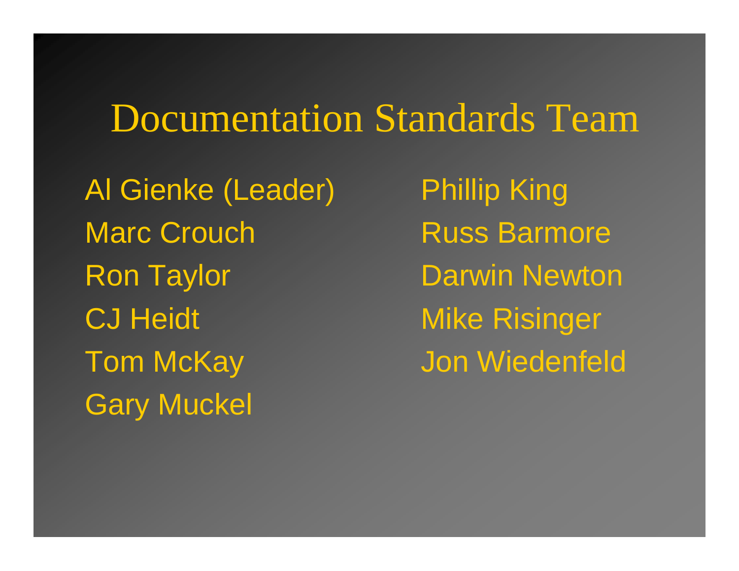# Documentation Standards Team

Al Gienke (Leader)
Marc Crouch
Ron Taylor
CJ Heidt
Tom McKay
Gary Muckel
Phillip King
Russ Barmore
Darwin Newton
Mike Risinger
Jon Wiedenfeld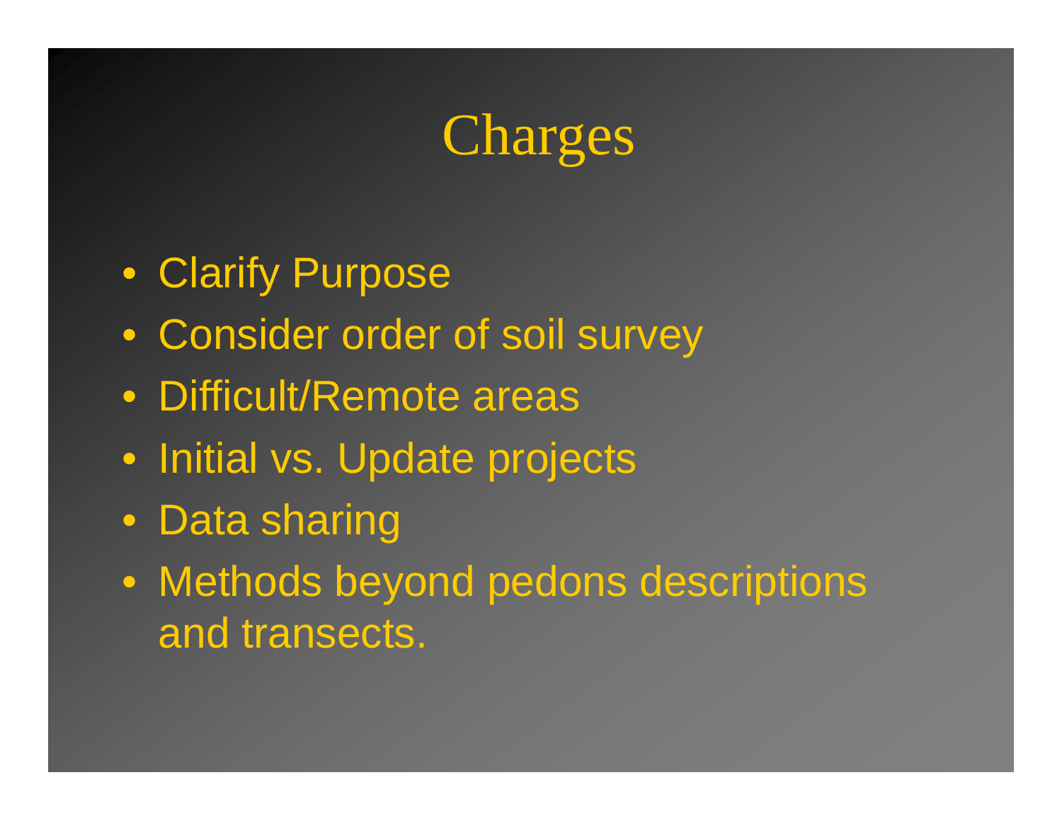# Charges

- Clarify Purpose
- Consider order of soil survey
- Difficult/Remote areas
- Initial vs. Update projects
- Data sharing
- Methods beyond pedons descriptions and transects.